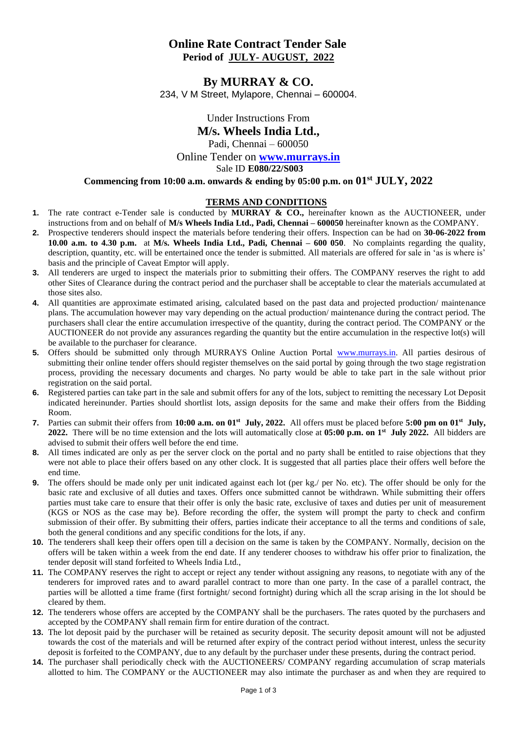# Online Rate Contract Tender Sale

**Period of JULY- AUGUST, 2022**

## By MURRAY & CO.

234, V M Street, Mylapore, Chennai – 600004.

Under Instructions From

**M/s. Wheels India Ltd.,**

Padi, Chennai – 600050

Online Tender on **www.murrays.in**

Sale ID **E080/22/S003**

**Commencing from 10:00 a.m. onwards & ending by 05:00 p.m. on 01st JULY, 2022**

### TERMS AND CONDITIONS

1. The rate contract e-Tender sale is conducted by **MURRAY & CO.,** hereinafter known as the AUCTIONEER, under instructions from and on behalf of **M/s Wheels India Ltd., Padi, Chennai – 600050** hereinafter known as the COMPANY.
2. Prospective tenderers should inspect the materials before tendering their offers. Inspection can be had on **30-06-2022 from 10.00 a.m. to 4.30 p.m.** at **M/s. Wheels India Ltd., Padi, Chennai – 600 050**. No complaints regarding the quality, description, quantity, etc. will be entertained once the tender is submitted. All materials are offered for sale in 'as is where is' basis and the principle of Caveat Emptor will apply.
3. All tenderers are urged to inspect the materials prior to submitting their offers. The COMPANY reserves the right to add other Sites of Clearance during the contract period and the purchaser shall be acceptable to clear the materials accumulated at those sites also.
4. All quantities are approximate estimated arising, calculated based on the past data and projected production/ maintenance plans. The accumulation however may vary depending on the actual production/ maintenance during the contract period. The purchasers shall clear the entire accumulation irrespective of the quantity, during the contract period. The COMPANY or the AUCTIONEER do not provide any assurances regarding the quantity but the entire accumulation in the respective lot(s) will be available to the purchaser for clearance.
5. Offers should be submitted only through MURRAYS Online Auction Portal www.murrays.in. All parties desirous of submitting their online tender offers should register themselves on the said portal by going through the two stage registration process, providing the necessary documents and charges. No party would be able to take part in the sale without prior registration on the said portal.
6. Registered parties can take part in the sale and submit offers for any of the lots, subject to remitting the necessary Lot Deposit indicated hereinunder. Parties should shortlist lots, assign deposits for the same and make their offers from the Bidding Room.
7. Parties can submit their offers from **10:00 a.m. on 01st July, 2022.** All offers must be placed before **5:00 pm on 01st July, 2022.** There will be no time extension and the lots will automatically close at **05:00 p.m. on 1st July 2022.** All bidders are advised to submit their offers well before the end time.
8. All times indicated are only as per the server clock on the portal and no party shall be entitled to raise objections that they were not able to place their offers based on any other clock. It is suggested that all parties place their offers well before the end time.
9. The offers should be made only per unit indicated against each lot (per kg./ per No. etc). The offer should be only for the basic rate and exclusive of all duties and taxes. Offers once submitted cannot be withdrawn. While submitting their offers parties must take care to ensure that their offer is only the basic rate, exclusive of taxes and duties per unit of measurement (KGS or NOS as the case may be). Before recording the offer, the system will prompt the party to check and confirm submission of their offer. By submitting their offers, parties indicate their acceptance to all the terms and conditions of sale, both the general conditions and any specific conditions for the lots, if any.
10. The tenderers shall keep their offers open till a decision on the same is taken by the COMPANY. Normally, decision on the offers will be taken within a week from the end date. If any tenderer chooses to withdraw his offer prior to finalization, the tender deposit will stand forfeited to Wheels India Ltd.,
11. The COMPANY reserves the right to accept or reject any tender without assigning any reasons, to negotiate with any of the tenderers for improved rates and to award parallel contract to more than one party. In the case of a parallel contract, the parties will be allotted a time frame (first fortnight/ second fortnight) during which all the scrap arising in the lot should be cleared by them.
12. The tenderers whose offers are accepted by the COMPANY shall be the purchasers. The rates quoted by the purchasers and accepted by the COMPANY shall remain firm for entire duration of the contract.
13. The lot deposit paid by the purchaser will be retained as security deposit. The security deposit amount will not be adjusted towards the cost of the materials and will be returned after expiry of the contract period without interest, unless the security deposit is forfeited to the COMPANY, due to any default by the purchaser under these presents, during the contract period.
14. The purchaser shall periodically check with the AUCTIONEERS/ COMPANY regarding accumulation of scrap materials allotted to him. The COMPANY or the AUCTIONEER may also intimate the purchaser as and when they are required to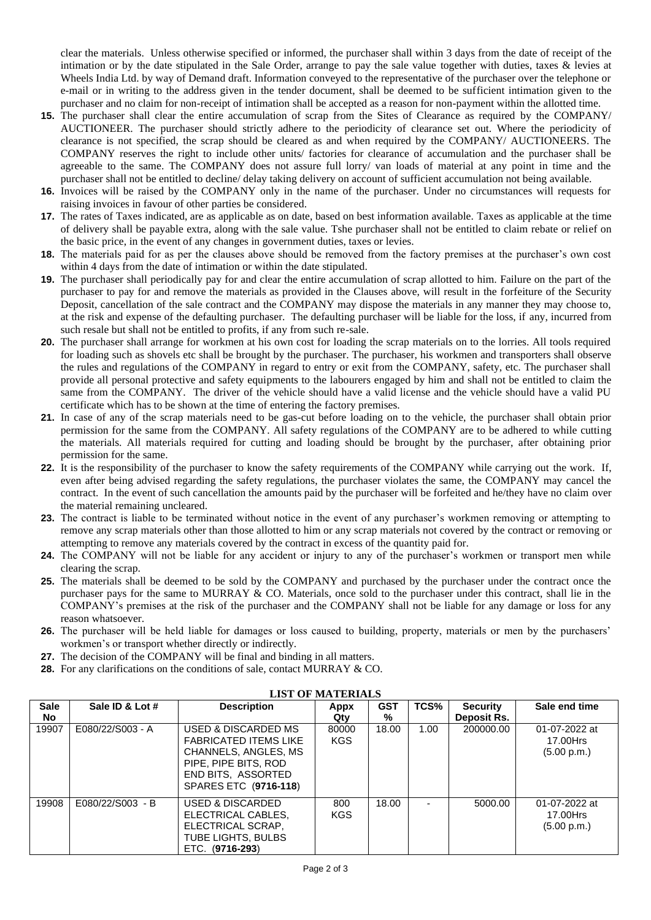clear the materials. Unless otherwise specified or informed, the purchaser shall within 3 days from the date of receipt of the intimation or by the date stipulated in the Sale Order, arrange to pay the sale value together with duties, taxes & levies at Wheels India Ltd. by way of Demand draft. Information conveyed to the representative of the purchaser over the telephone or e-mail or in writing to the address given in the tender document, shall be deemed to be sufficient intimation given to the purchaser and no claim for non-receipt of intimation shall be accepted as a reason for non-payment within the allotted time.

**15.** The purchaser shall clear the entire accumulation of scrap from the Sites of Clearance as required by the COMPANY/ AUCTIONEER. The purchaser should strictly adhere to the periodicity of clearance set out. Where the periodicity of clearance is not specified, the scrap should be cleared as and when required by the COMPANY/ AUCTIONEERS. The COMPANY reserves the right to include other units/ factories for clearance of accumulation and the purchaser shall be agreeable to the same. The COMPANY does not assure full lorry/ van loads of material at any point in time and the purchaser shall not be entitled to decline/ delay taking delivery on account of sufficient accumulation not being available.

**16.** Invoices will be raised by the COMPANY only in the name of the purchaser. Under no circumstances will requests for raising invoices in favour of other parties be considered.

**17.** The rates of Taxes indicated, are as applicable as on date, based on best information available. Taxes as applicable at the time of delivery shall be payable extra, along with the sale value. Tshe purchaser shall not be entitled to claim rebate or relief on the basic price, in the event of any changes in government duties, taxes or levies.

**18.** The materials paid for as per the clauses above should be removed from the factory premises at the purchaser's own cost within 4 days from the date of intimation or within the date stipulated.

**19.** The purchaser shall periodically pay for and clear the entire accumulation of scrap allotted to him. Failure on the part of the purchaser to pay for and remove the materials as provided in the Clauses above, will result in the forfeiture of the Security Deposit, cancellation of the sale contract and the COMPANY may dispose the materials in any manner they may choose to, at the risk and expense of the defaulting purchaser. The defaulting purchaser will be liable for the loss, if any, incurred from such resale but shall not be entitled to profits, if any from such re-sale.

**20.** The purchaser shall arrange for workmen at his own cost for loading the scrap materials on to the lorries. All tools required for loading such as shovels etc shall be brought by the purchaser. The purchaser, his workmen and transporters shall observe the rules and regulations of the COMPANY in regard to entry or exit from the COMPANY, safety, etc. The purchaser shall provide all personal protective and safety equipments to the labourers engaged by him and shall not be entitled to claim the same from the COMPANY. The driver of the vehicle should have a valid license and the vehicle should have a valid PU certificate which has to be shown at the time of entering the factory premises.

**21.** In case of any of the scrap materials need to be gas-cut before loading on to the vehicle, the purchaser shall obtain prior permission for the same from the COMPANY. All safety regulations of the COMPANY are to be adhered to while cutting the materials. All materials required for cutting and loading should be brought by the purchaser, after obtaining prior permission for the same.

**22.** It is the responsibility of the purchaser to know the safety requirements of the COMPANY while carrying out the work. If, even after being advised regarding the safety regulations, the purchaser violates the same, the COMPANY may cancel the contract. In the event of such cancellation the amounts paid by the purchaser will be forfeited and he/they have no claim over the material remaining uncleared.

**23.** The contract is liable to be terminated without notice in the event of any purchaser's workmen removing or attempting to remove any scrap materials other than those allotted to him or any scrap materials not covered by the contract or removing or attempting to remove any materials covered by the contract in excess of the quantity paid for.

**24.** The COMPANY will not be liable for any accident or injury to any of the purchaser's workmen or transport men while clearing the scrap.

**25.** The materials shall be deemed to be sold by the COMPANY and purchased by the purchaser under the contract once the purchaser pays for the same to MURRAY & CO. Materials, once sold to the purchaser under this contract, shall lie in the COMPANY's premises at the risk of the purchaser and the COMPANY shall not be liable for any damage or loss for any reason whatsoever.

**26.** The purchaser will be held liable for damages or loss caused to building, property, materials or men by the purchasers' workmen's or transport whether directly or indirectly.

**27.** The decision of the COMPANY will be final and binding in all matters.

**28.** For any clarifications on the conditions of sale, contact MURRAY & CO.

## LIST OF MATERIALS

| Sale No | Sale ID & Lot # | Description | Appx Qty | GST % | TCS% | Security Deposit Rs. | Sale end time |
|---|---|---|---|---|---|---|---|
| 19907 | E080/22/S003 - A | USED & DISCARDED MS FABRICATED ITEMS LIKE CHANNELS, ANGLES, MS PIPE, PIPE BITS, ROD END BITS, ASSORTED SPARES ETC (**9716-118**) | 80000 KGS | 18.00 | 1.00 | 200000.00 | 01-07-2022 at 17.00Hrs (5.00 p.m.) |
| 19908 | E080/22/S003 - B | USED & DISCARDED ELECTRICAL CABLES, ELECTRICAL SCRAP, TUBE LIGHTS, BULBS ETC. (**9716-293**) | 800 KGS | 18.00 | - | 5000.00 | 01-07-2022 at 17.00Hrs (5.00 p.m.) |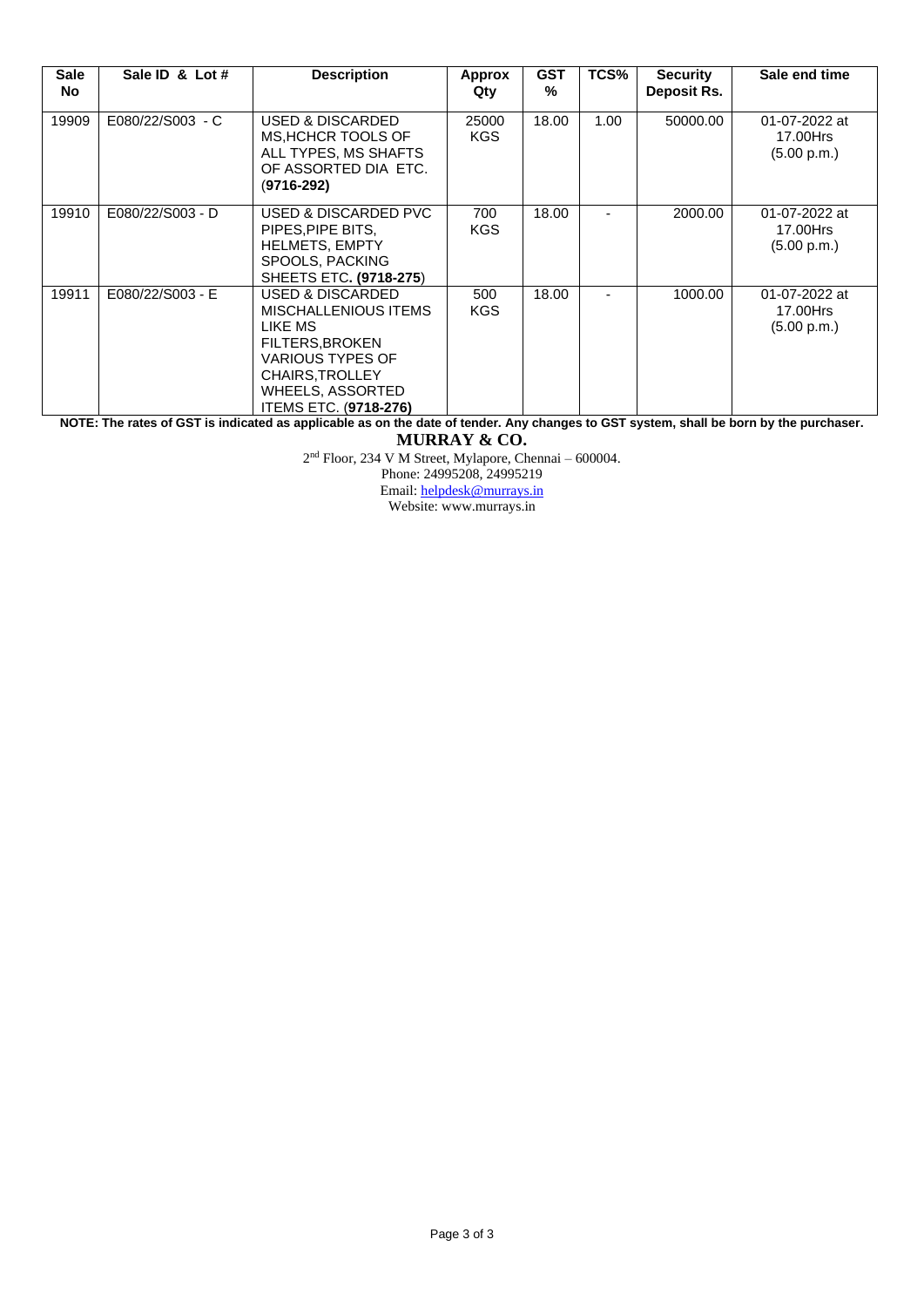| Sale No | Sale ID & Lot # | Description | Approx Qty | GST % | TCS% | Security Deposit Rs. | Sale end time |
|---|---|---|---|---|---|---|---|
| 19909 | E080/22/S003 - C | USED & DISCARDED MS,HCHCR TOOLS OF ALL TYPES, MS SHAFTS OF ASSORTED DIA ETC. (**9716-292)** | 25000 KGS | 18.00 | 1.00 | 50000.00 | 01-07-2022 at 17.00Hrs (5.00 p.m.) |
| 19910 | E080/22/S003 - D | USED & DISCARDED PVC PIPES,PIPE BITS, HELMETS, EMPTY SPOOLS, PACKING SHEETS ETC**. (9718-275**) | 700 KGS | 18.00 | - | 2000.00 | 01-07-2022 at 17.00Hrs (5.00 p.m.) |
| 19911 | E080/22/S003 - E | USED & DISCARDED MISCHALLENIOUS ITEMS LIKE MS FILTERS,BROKEN VARIOUS TYPES OF CHAIRS,TROLLEY WHEELS, ASSORTED ITEMS ETC. (**9718-276)** | 500 KGS | 18.00 | - | 1000.00 | 01-07-2022 at 17.00Hrs (5.00 p.m.) |

**NOTE: The rates of GST is indicated as applicable as on the date of tender. Any changes to GST system, shall be born by the purchaser.**

**MURRAY & CO.**

2nd Floor, 234 V M Street, Mylapore, Chennai – 600004.

Phone: 24995208, 24995219

Email: helpdesk@murrays.in

Website: www.murrays.in